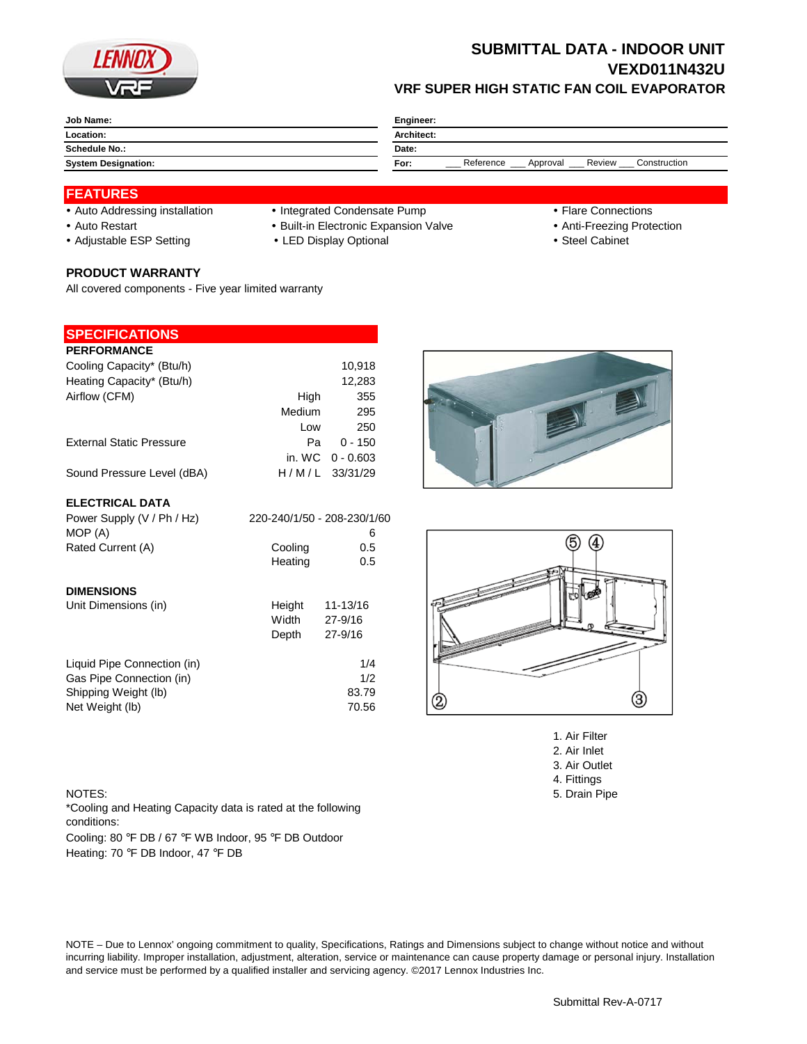# SUBMITTAL DATA - INDOOR UNIT
# VEXD011N432U
## VRF SUPER HIGH STATIC FAN COIL EVAPORATOR

| | |
|---|---|
| **Job Name:** | **Engineer:** |
| **Location:** | **Architect:** |
| **Schedule No.:** | **Date:** |
| **System Designation:** | **For:** ___ Reference ___ Approval ___ Review ___ Construction |

## FEATURES

- Auto Addressing installation
- Auto Restart
- Adjustable ESP Setting
- Integrated Condensate Pump
- Built-in Electronic Expansion Valve
- LED Display Optional
- Flare Connections
- Anti-Freezing Protection
- Steel Cabinet

### PRODUCT WARRANTY

All covered components - Five year limited warranty

## SPECIFICATIONS

### PERFORMANCE

| | | |
|---|---|---|
| Cooling Capacity* (Btu/h) | | 10,918 |
| Heating Capacity* (Btu/h) | | 12,283 |
| Airflow (CFM) | High | 355 |
| | Medium | 295 |
| | Low | 250 |
| External Static Pressure | Pa | 0 - 150 |
| | in. WC | 0 - 0.603 |
| Sound Pressure Level (dBA) | H / M / L | 33/31/29 |

### ELECTRICAL DATA

| | | |
|---|---|---|
| Power Supply (V / Ph / Hz) | | 220-240/1/50 - 208-230/1/60 |
| MOP (A) | | 6 |
| Rated Current (A) | Cooling | 0.5 |
| | Heating | 0.5 |

### DIMENSIONS

| | | |
|---|---|---|
| Unit Dimensions (in) | Height | 11-13/16 |
| | Width | 27-9/16 |
| | Depth | 27-9/16 |
| Liquid Pipe Connection (in) | | 1/4 |
| Gas Pipe Connection (in) | | 1/2 |
| Shipping Weight (lb) | | 83.79 |
| Net Weight (lb) | | 70.56 |

1. Air Filter
2. Air Inlet
3. Air Outlet
4. Fittings
5. Drain Pipe

NOTES:
*Cooling and Heating Capacity data is rated at the following conditions:
Cooling: 80 °F DB / 67 °F WB Indoor, 95 °F DB Outdoor
Heating: 70 °F DB Indoor, 47 °F DB

NOTE – Due to Lennox' ongoing commitment to quality, Specifications, Ratings and Dimensions subject to change without notice and without incurring liability. Improper installation, adjustment, alteration, service or maintenance can cause property damage or personal injury. Installation and service must be performed by a qualified installer and servicing agency. ©2017 Lennox Industries Inc.

Submittal Rev-A-0717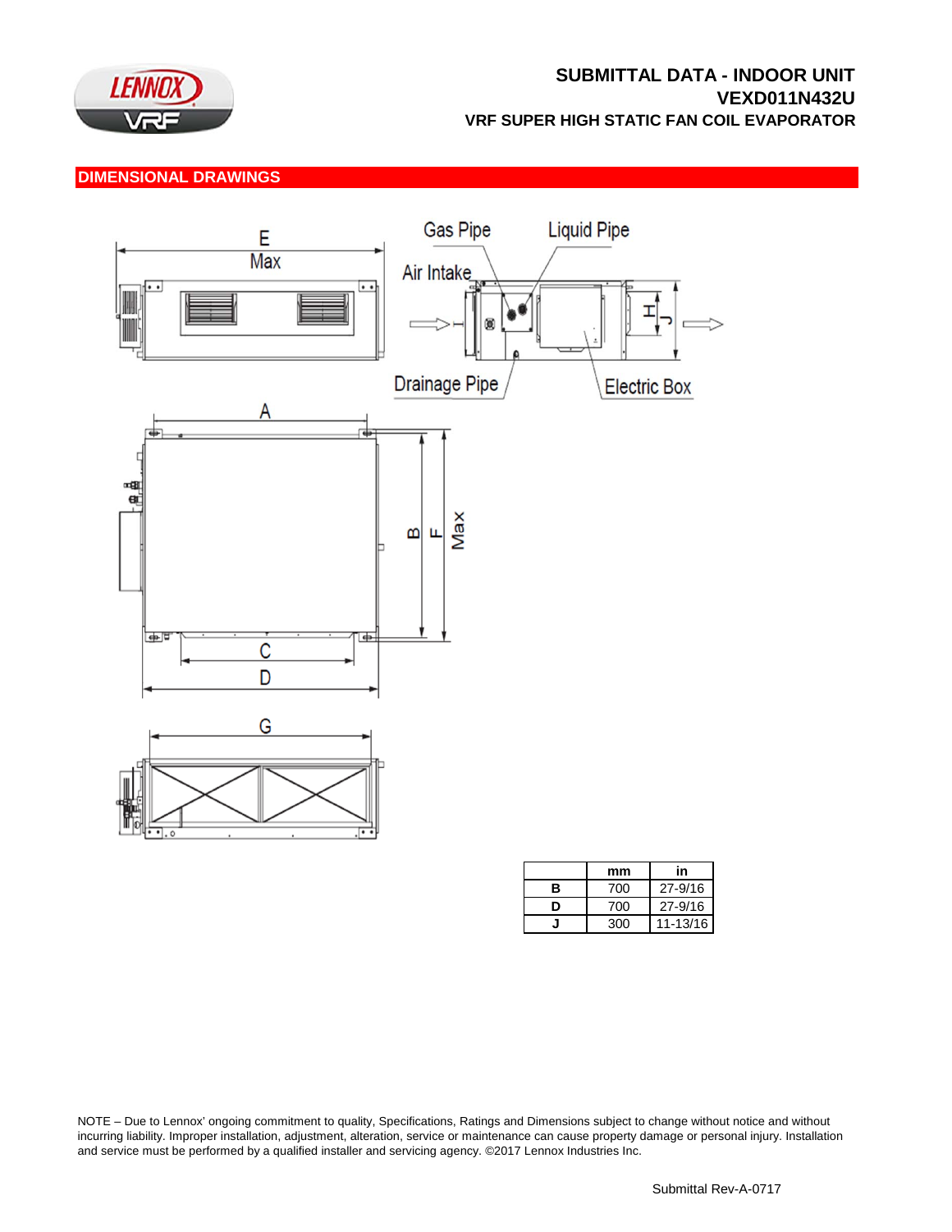# SUBMITTAL DATA - INDOOR UNIT

## VEXD011N432U

### VRF SUPER HIGH STATIC FAN COIL EVAPORATOR

## DIMENSIONAL DRAWINGS

E

Max

Gas Pipe

Liquid Pipe

Air Intake

H

J

Drainage Pipe

Electric Box

A

B

F

Max

C

D

G

| | mm | in |
|---|---|---|
| B | 700 | 27-9/16 |
| D | 700 | 27-9/16 |
| J | 300 | 11-13/16 |

NOTE – Due to Lennox' ongoing commitment to quality, Specifications, Ratings and Dimensions subject to change without notice and without incurring liability. Improper installation, adjustment, alteration, service or maintenance can cause property damage or personal injury. Installation and service must be performed by a qualified installer and servicing agency. ©2017 Lennox Industries Inc.

Submittal Rev-A-0717